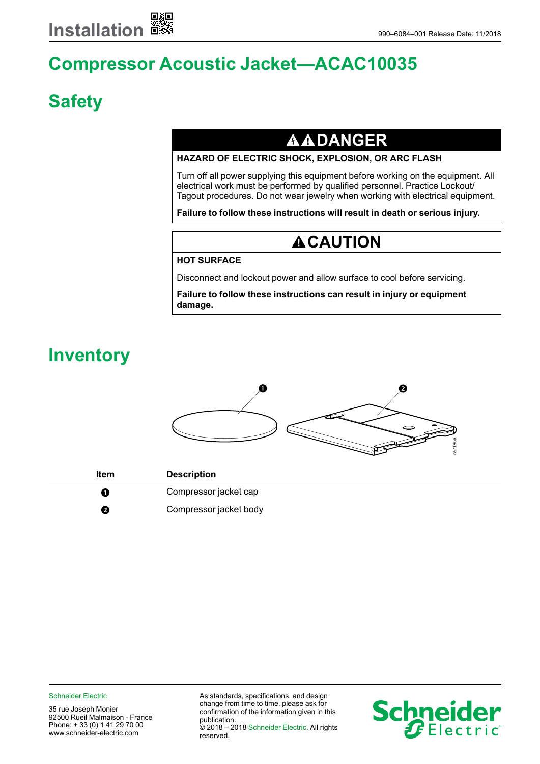# Installation

990–6084–001 Release Date: 11/2018

# Compressor Acoustic Jacket—ACAC10035

## Safety

**⚠⚠DANGER**

**HAZARD OF ELECTRIC SHOCK, EXPLOSION, OR ARC FLASH**

Turn off all power supplying this equipment before working on the equipment. All electrical work must be performed by qualified personnel. Practice Lockout/ Tagout procedures. Do not wear jewelry when working with electrical equipment.

**Failure to follow these instructions will result in death or serious injury.**

**⚠CAUTION**

**HOT SURFACE**

Disconnect and lockout power and allow surface to cool before servicing.

**Failure to follow these instructions can result in injury or equipment damage.**

## Inventory

| Item | Description |
|---|---|
| 1 | Compressor jacket cap |
| 2 | Compressor jacket body |

Schneider Electric

35 rue Joseph Monier
92500 Rueil Malmaison - France
Phone: + 33 (0) 1 41 29 70 00
www.schneider-electric.com

As standards, specifications, and design change from time to time, please ask for confirmation of the information given in this publication.
© 2018 – 2018 Schneider Electric. All rights reserved.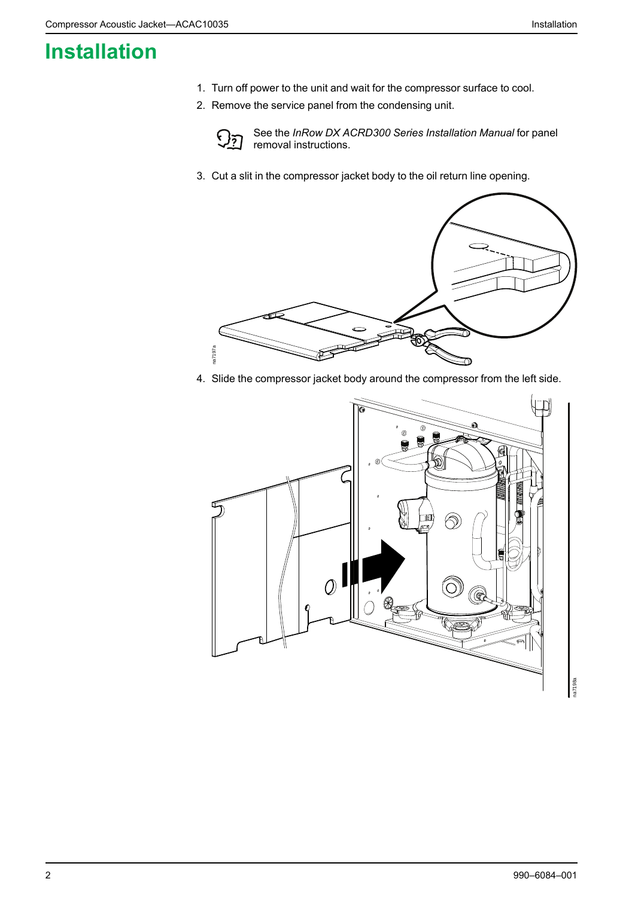# Installation

1. Turn off power to the unit and wait for the compressor surface to cool.
2. Remove the service panel from the condensing unit.

   See the *InRow DX ACRD300 Series Installation Manual* for panel removal instructions.

3. Cut a slit in the compressor jacket body to the oil return line opening.
4. Slide the compressor jacket body around the compressor from the left side.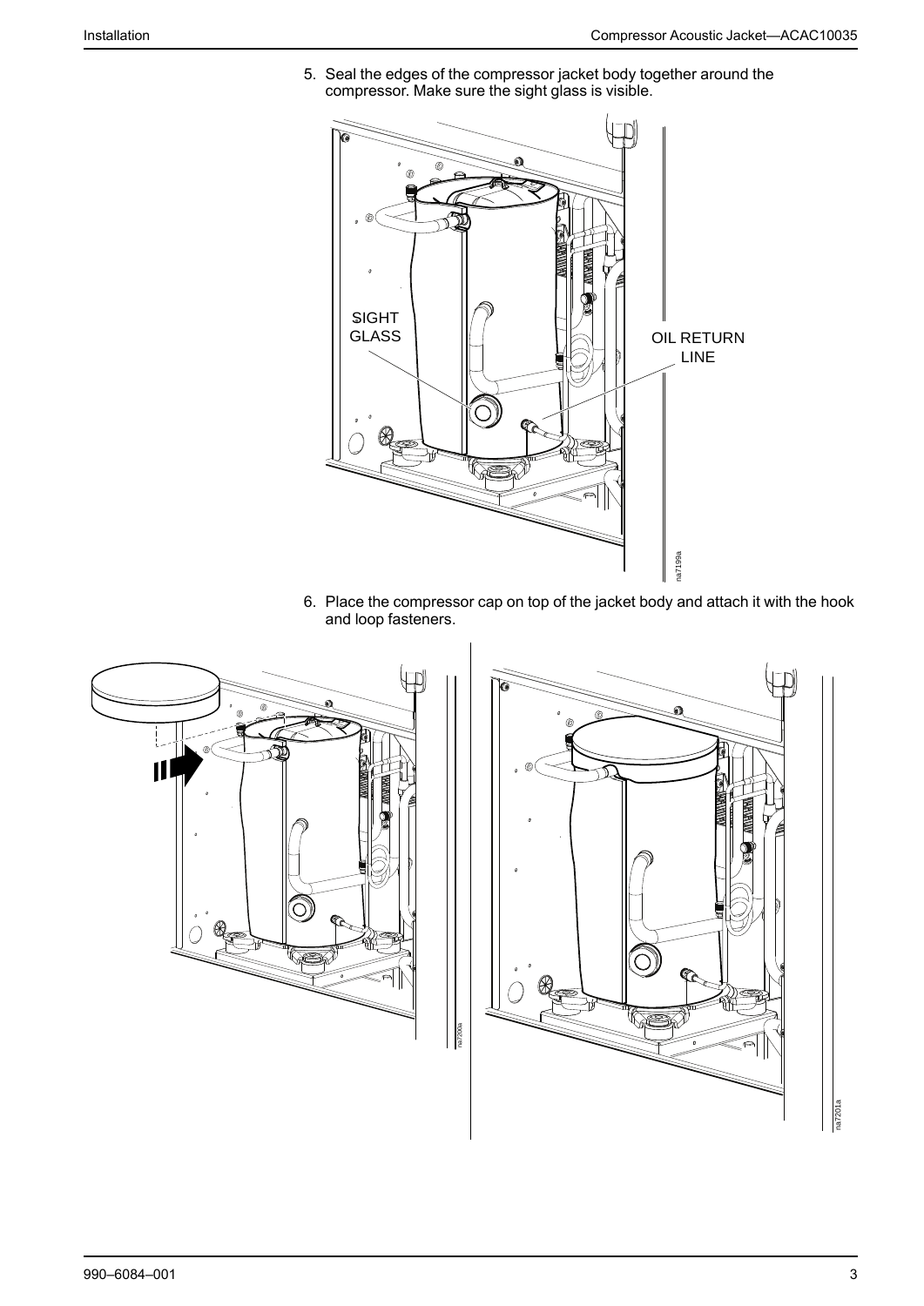5. Seal the edges of the compressor jacket body together around the compressor. Make sure the sight glass is visible.

SIGHT GLASS

OIL RETURN LINE

na7199a

6. Place the compressor cap on top of the jacket body and attach it with the hook and loop fasteners.

na7200a

na7201a